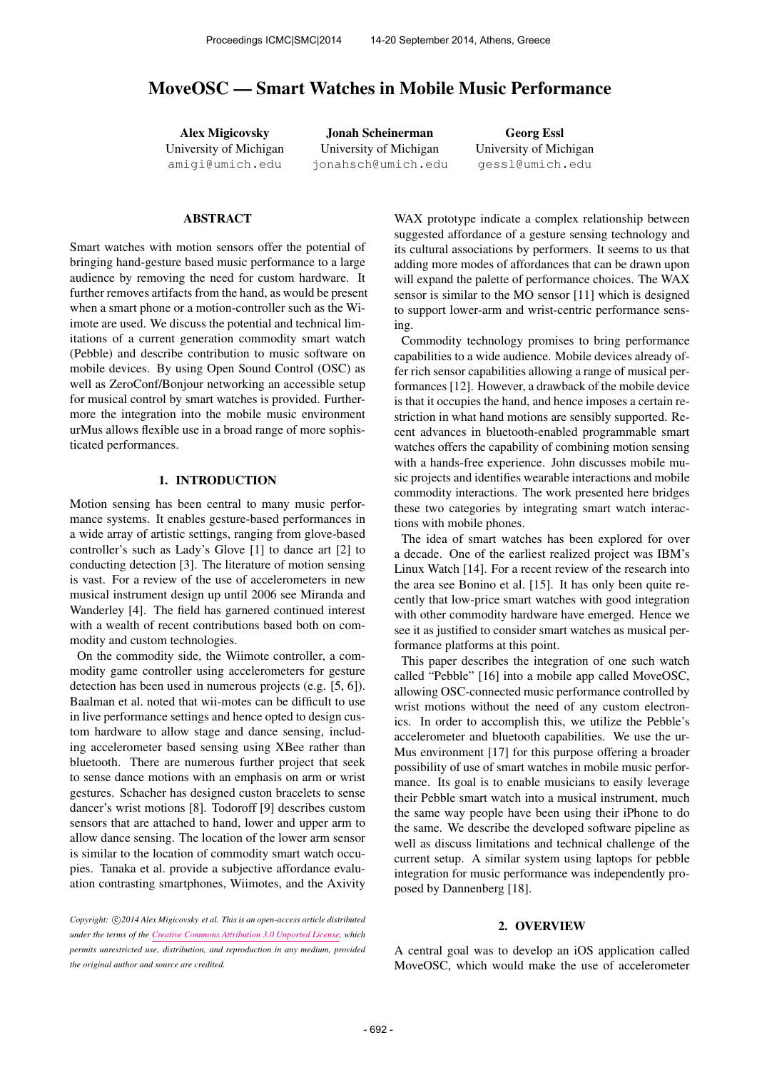# MoveOSC — Smart Watches in Mobile Music Performance

**Alex Migicovsky**
University of Michigan
amigi@umich.edu

**Jonah Scheinerman**
University of Michigan
jonahsch@umich.edu

**Georg Essl**
University of Michigan
gessl@umich.edu

## ABSTRACT

Smart watches with motion sensors offer the potential of bringing hand-gesture based music performance to a large audience by removing the need for custom hardware. It further removes artifacts from the hand, as would be present when a smart phone or a motion-controller such as the Wiimote are used. We discuss the potential and technical limitations of a current generation commodity smart watch (Pebble) and describe contribution to music software on mobile devices. By using Open Sound Control (OSC) as well as ZeroConf/Bonjour networking an accessible setup for musical control by smart watches is provided. Furthermore the integration into the mobile music environment urMus allows flexible use in a broad range of more sophisticated performances.

## 1. INTRODUCTION

Motion sensing has been central to many music performance systems. It enables gesture-based performances in a wide array of artistic settings, ranging from glove-based controller's such as Lady's Glove [1] to dance art [2] to conducting detection [3]. The literature of motion sensing is vast. For a review of the use of accelerometers in new musical instrument design up until 2006 see Miranda and Wanderley [4]. The field has garnered continued interest with a wealth of recent contributions based both on commodity and custom technologies.

On the commodity side, the Wiimote controller, a commodity game controller using accelerometers for gesture detection has been used in numerous projects (e.g. [5, 6]). Baalman et al. noted that wii-motes can be difficult to use in live performance settings and hence opted to design custom hardware to allow stage and dance sensing, including accelerometer based sensing using XBee rather than bluetooth. There are numerous further project that seek to sense dance motions with an emphasis on arm or wrist gestures. Schacher has designed custon bracelets to sense dancer's wrist motions [8]. Todoroff [9] describes custom sensors that are attached to hand, lower and upper arm to allow dance sensing. The location of the lower arm sensor is similar to the location of commodity smart watch occupies. Tanaka et al. provide a subjective affordance evaluation contrasting smartphones, Wiimotes, and the Axivity WAX prototype indicate a complex relationship between suggested affordance of a gesture sensing technology and its cultural associations by performers. It seems to us that adding more modes of affordances that can be drawn upon will expand the palette of performance choices. The WAX sensor is similar to the MO sensor [11] which is designed to support lower-arm and wrist-centric performance sensing.

Commodity technology promises to bring performance capabilities to a wide audience. Mobile devices already offer rich sensor capabilities allowing a range of musical performances [12]. However, a drawback of the mobile device is that it occupies the hand, and hence imposes a certain restriction in what hand motions are sensibly supported. Recent advances in bluetooth-enabled programmable smart watches offers the capability of combining motion sensing with a hands-free experience. John discusses mobile music projects and identifies wearable interactions and mobile commodity interactions. The work presented here bridges these two categories by integrating smart watch interactions with mobile phones.

The idea of smart watches has been explored for over a decade. One of the earliest realized project was IBM's Linux Watch [14]. For a recent review of the research into the area see Bonino et al. [15]. It has only been quite recently that low-price smart watches with good integration with other commodity hardware have emerged. Hence we see it as justified to consider smart watches as musical performance platforms at this point.

This paper describes the integration of one such watch called "Pebble" [16] into a mobile app called MoveOSC, allowing OSC-connected music performance controlled by wrist motions without the need of any custom electronics. In order to accomplish this, we utilize the Pebble's accelerometer and bluetooth capabilities. We use the urMus environment [17] for this purpose offering a broader possibility of use of smart watches in mobile music performance. Its goal is to enable musicians to easily leverage their Pebble smart watch into a musical instrument, much the same way people have been using their iPhone to do the same. We describe the developed software pipeline as well as discuss limitations and technical challenge of the current setup. A similar system using laptops for pebble integration for music performance was independently proposed by Dannenberg [18].

## 2. OVERVIEW

A central goal was to develop an iOS application called MoveOSC, which would make the use of accelerometer

*Copyright: ©2014 Alex Migicovsky et al. This is an open-access article distributed under the terms of the Creative Commons Attribution 3.0 Unported License, which permits unrestricted use, distribution, and reproduction in any medium, provided the original author and source are credited.*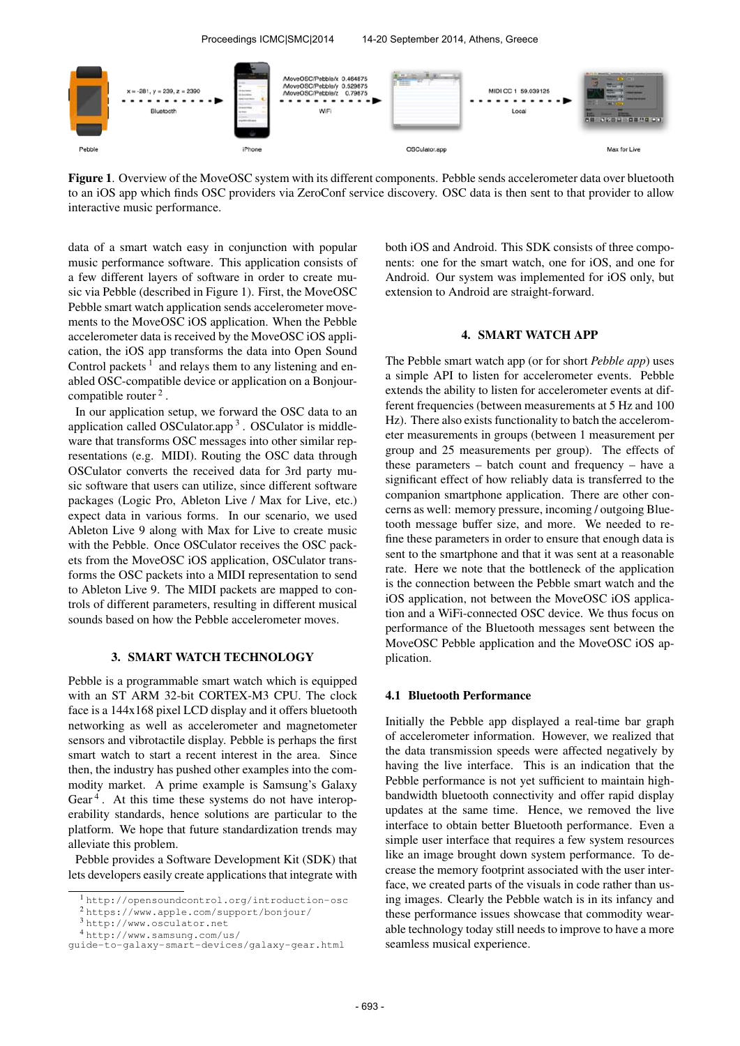**Figure 1**. Overview of the MoveOSC system with its different components. Pebble sends accelerometer data over bluetooth to an iOS app which finds OSC providers via ZeroConf service discovery. OSC data is then sent to that provider to allow interactive music performance.

data of a smart watch easy in conjunction with popular music performance software. This application consists of a few different layers of software in order to create music via Pebble (described in Figure 1). First, the MoveOSC Pebble smart watch application sends accelerometer movements to the MoveOSC iOS application. When the Pebble accelerometer data is received by the MoveOSC iOS application, the iOS app transforms the data into Open Sound Control packets [1] and relays them to any listening and enabled OSC-compatible device or application on a Bonjour-compatible router [2].

In our application setup, we forward the OSC data to an application called OSCulator.app [3]. OSCulator is middleware that transforms OSC messages into other similar representations (e.g. MIDI). Routing the OSC data through OSCulator converts the received data for 3rd party music software that users can utilize, since different software packages (Logic Pro, Ableton Live / Max for Live, etc.) expect data in various forms. In our scenario, we used Ableton Live 9 along with Max for Live to create music with the Pebble. Once OSCulator receives the OSC packets from the MoveOSC iOS application, OSCulator transforms the OSC packets into a MIDI representation to send to Ableton Live 9. The MIDI packets are mapped to controls of different parameters, resulting in different musical sounds based on how the Pebble accelerometer moves.

## 3. SMART WATCH TECHNOLOGY

Pebble is a programmable smart watch which is equipped with an ST ARM 32-bit CORTEX-M3 CPU. The clock face is a 144x168 pixel LCD display and it offers bluetooth networking as well as accelerometer and magnetometer sensors and vibrotactile display. Pebble is perhaps the first smart watch to start a recent interest in the area. Since then, the industry has pushed other examples into the commodity market. A prime example is Samsung's Galaxy Gear [4]. At this time these systems do not have interoperability standards, hence solutions are particular to the platform. We hope that future standardization trends may alleviate this problem.

Pebble provides a Software Development Kit (SDK) that lets developers easily create applications that integrate with both iOS and Android. This SDK consists of three components: one for the smart watch, one for iOS, and one for Android. Our system was implemented for iOS only, but extension to Android are straight-forward.

## 4. SMART WATCH APP

The Pebble smart watch app (or for short *Pebble app*) uses a simple API to listen for accelerometer events. Pebble extends the ability to listen for accelerometer events at different frequencies (between measurements at 5 Hz and 100 Hz). There also exists functionality to batch the accelerometer measurements in groups (between 1 measurement per group and 25 measurements per group). The effects of these parameters – batch count and frequency – have a significant effect of how reliably data is transferred to the companion smartphone application. There are other concerns as well: memory pressure, incoming / outgoing Bluetooth message buffer size, and more. We needed to refine these parameters in order to ensure that enough data is sent to the smartphone and that it was sent at a reasonable rate. Here we note that the bottleneck of the application is the connection between the Pebble smart watch and the iOS application, not between the MoveOSC iOS application and a WiFi-connected OSC device. We thus focus on performance of the Bluetooth messages sent between the MoveOSC Pebble application and the MoveOSC iOS application.

### 4.1 Bluetooth Performance

Initially the Pebble app displayed a real-time bar graph of accelerometer information. However, we realized that the data transmission speeds were affected negatively by having the live interface. This is an indication that the Pebble performance is not yet sufficient to maintain high-bandwidth bluetooth connectivity and offer rapid display updates at the same time. Hence, we removed the live interface to obtain better Bluetooth performance. Even a simple user interface that requires a few system resources like an image brought down system performance. To decrease the memory footprint associated with the user interface, we created parts of the visuals in code rather than using images. Clearly the Pebble watch is in its infancy and these performance issues showcase that commodity wearable technology today still needs to improve to have a more seamless musical experience.

[1] http://opensoundcontrol.org/introduction-osc
[2] https://www.apple.com/support/bonjour/
[3] http://www.osculator.net
[4] http://www.samsung.com/us/guide-to-galaxy-smart-devices/galaxy-gear.html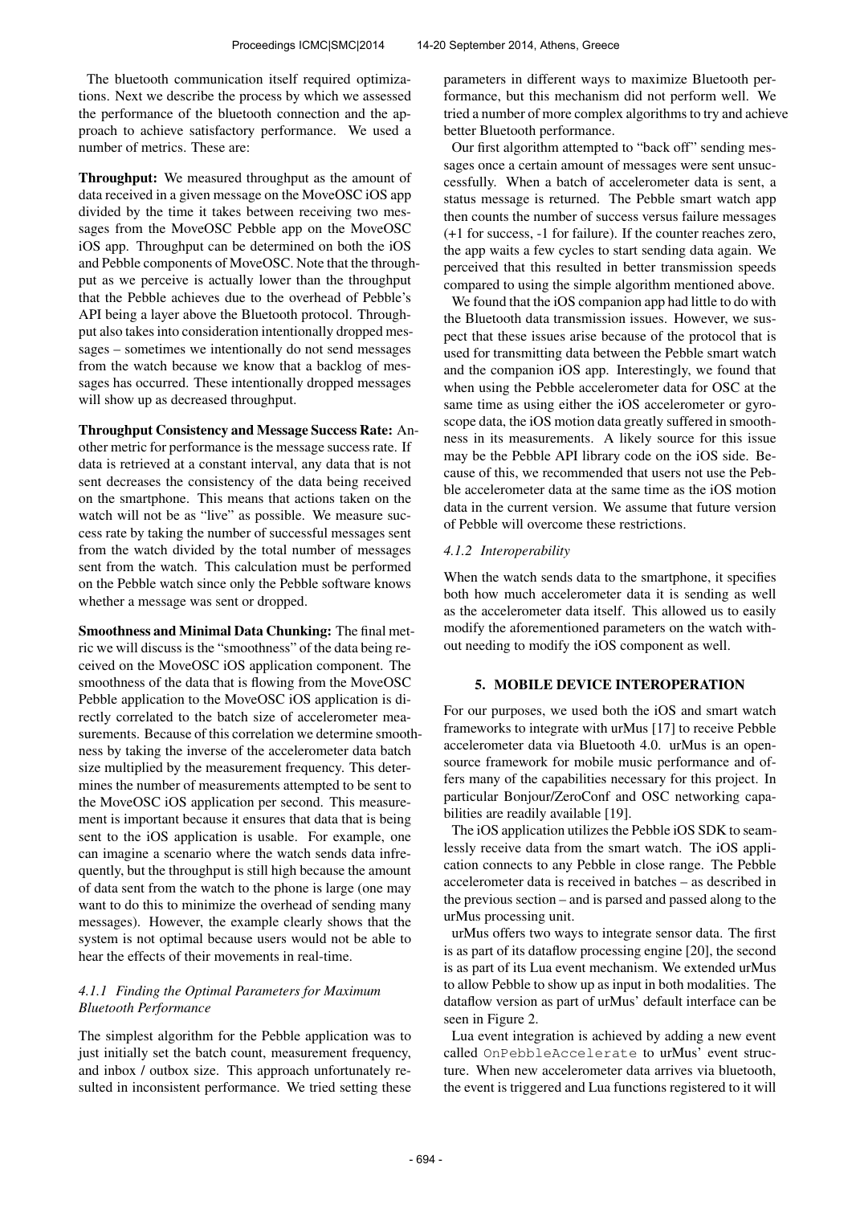The bluetooth communication itself required optimizations. Next we describe the process by which we assessed the performance of the bluetooth connection and the approach to achieve satisfactory performance. We used a number of metrics. These are:

**Throughput:** We measured throughput as the amount of data received in a given message on the MoveOSC iOS app divided by the time it takes between receiving two messages from the MoveOSC Pebble app on the MoveOSC iOS app. Throughput can be determined on both the iOS and Pebble components of MoveOSC. Note that the throughput as we perceive is actually lower than the throughput that the Pebble achieves due to the overhead of Pebble's API being a layer above the Bluetooth protocol. Throughput also takes into consideration intentionally dropped messages – sometimes we intentionally do not send messages from the watch because we know that a backlog of messages has occurred. These intentionally dropped messages will show up as decreased throughput.

**Throughput Consistency and Message Success Rate:** Another metric for performance is the message success rate. If data is retrieved at a constant interval, any data that is not sent decreases the consistency of the data being received on the smartphone. This means that actions taken on the watch will not be as "live" as possible. We measure success rate by taking the number of successful messages sent from the watch divided by the total number of messages sent from the watch. This calculation must be performed on the Pebble watch since only the Pebble software knows whether a message was sent or dropped.

**Smoothness and Minimal Data Chunking:** The final metric we will discuss is the "smoothness" of the data being received on the MoveOSC iOS application component. The smoothness of the data that is flowing from the MoveOSC Pebble application to the MoveOSC iOS application is directly correlated to the batch size of accelerometer measurements. Because of this correlation we determine smoothness by taking the inverse of the accelerometer data batch size multiplied by the measurement frequency. This determines the number of measurements attempted to be sent to the MoveOSC iOS application per second. This measurement is important because it ensures that data that is being sent to the iOS application is usable. For example, one can imagine a scenario where the watch sends data infrequently, but the throughput is still high because the amount of data sent from the watch to the phone is large (one may want to do this to minimize the overhead of sending many messages). However, the example clearly shows that the system is not optimal because users would not be able to hear the effects of their movements in real-time.

#### *4.1.1 Finding the Optimal Parameters for Maximum Bluetooth Performance*

The simplest algorithm for the Pebble application was to just initially set the batch count, measurement frequency, and inbox / outbox size. This approach unfortunately resulted in inconsistent performance. We tried setting these parameters in different ways to maximize Bluetooth performance, but this mechanism did not perform well. We tried a number of more complex algorithms to try and achieve better Bluetooth performance.

Our first algorithm attempted to "back off" sending messages once a certain amount of messages were sent unsuccessfully. When a batch of accelerometer data is sent, a status message is returned. The Pebble smart watch app then counts the number of success versus failure messages (+1 for success, -1 for failure). If the counter reaches zero, the app waits a few cycles to start sending data again. We perceived that this resulted in better transmission speeds compared to using the simple algorithm mentioned above.

We found that the iOS companion app had little to do with the Bluetooth data transmission issues. However, we suspect that these issues arise because of the protocol that is used for transmitting data between the Pebble smart watch and the companion iOS app. Interestingly, we found that when using the Pebble accelerometer data for OSC at the same time as using either the iOS accelerometer or gyroscope data, the iOS motion data greatly suffered in smoothness in its measurements. A likely source for this issue may be the Pebble API library code on the iOS side. Because of this, we recommended that users not use the Pebble accelerometer data at the same time as the iOS motion data in the current version. We assume that future version of Pebble will overcome these restrictions.

#### *4.1.2 Interoperability*

When the watch sends data to the smartphone, it specifies both how much accelerometer data it is sending as well as the accelerometer data itself. This allowed us to easily modify the aforementioned parameters on the watch without needing to modify the iOS component as well.

## 5. MOBILE DEVICE INTEROPERATION

For our purposes, we used both the iOS and smart watch frameworks to integrate with urMus [17] to receive Pebble accelerometer data via Bluetooth 4.0. urMus is an open-source framework for mobile music performance and offers many of the capabilities necessary for this project. In particular Bonjour/ZeroConf and OSC networking capabilities are readily available [19].

The iOS application utilizes the Pebble iOS SDK to seamlessly receive data from the smart watch. The iOS application connects to any Pebble in close range. The Pebble accelerometer data is received in batches – as described in the previous section – and is parsed and passed along to the urMus processing unit.

urMus offers two ways to integrate sensor data. The first is as part of its dataflow processing engine [20], the second is as part of its Lua event mechanism. We extended urMus to allow Pebble to show up as input in both modalities. The dataflow version as part of urMus' default interface can be seen in Figure 2.

Lua event integration is achieved by adding a new event called `OnPebbleAccelerate` to urMus' event structure. When new accelerometer data arrives via bluetooth, the event is triggered and Lua functions registered to it will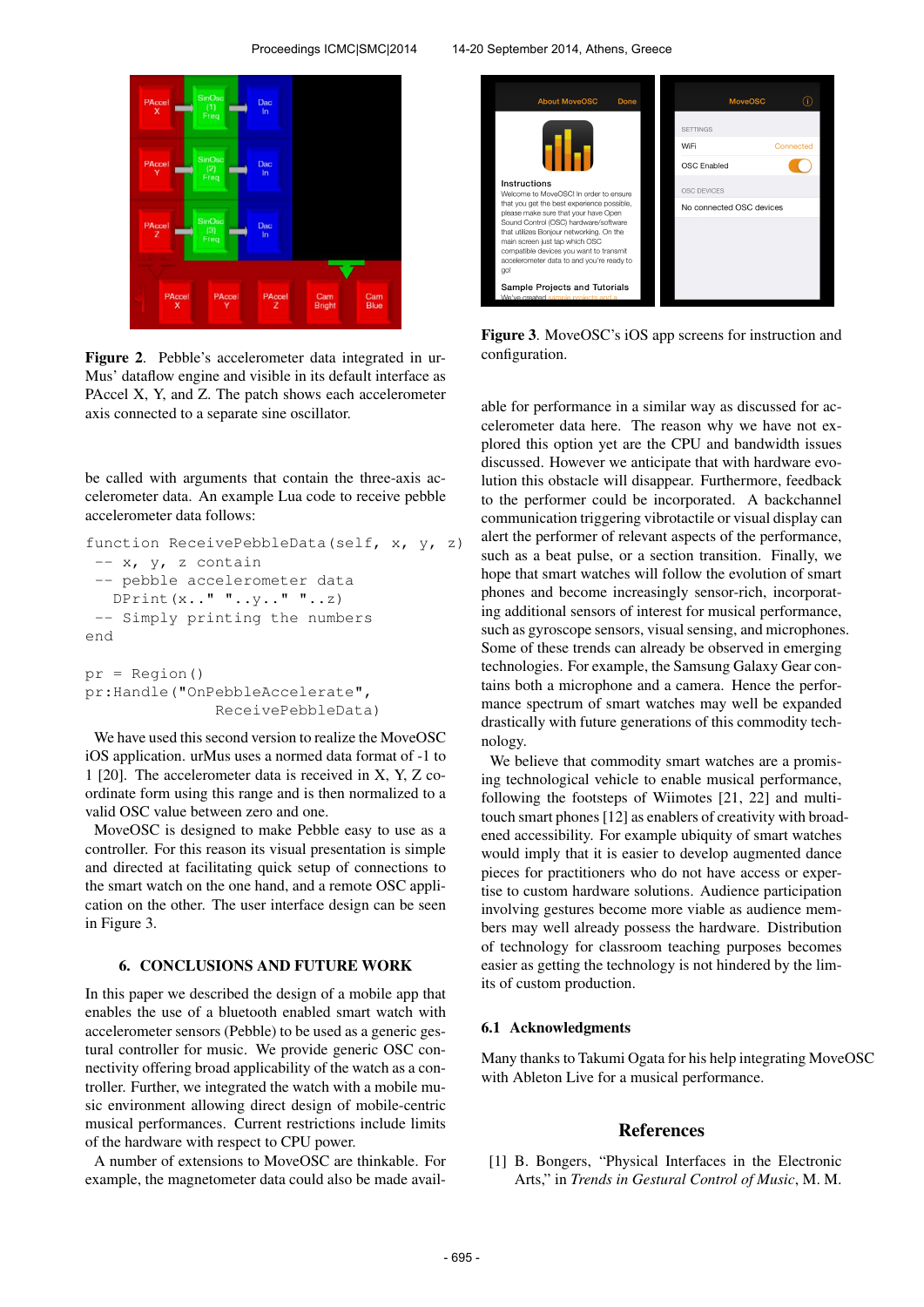**Figure 2**. Pebble's accelerometer data integrated in urMus' dataflow engine and visible in its default interface as PAccel X, Y, and Z. The patch shows each accelerometer axis connected to a separate sine oscillator.

be called with arguments that contain the three-axis accelerometer data. An example Lua code to receive pebble accelerometer data follows:

```
function ReceivePebbleData(self, x, y, z)
  -- x, y, z contain
  -- pebble accelerometer data
    DPrint(x.." "..y.." "..z)
  -- Simply printing the numbers
end

pr = Region()
pr:Handle("OnPebbleAccelerate",
                    ReceivePebbleData)
```

We have used this second version to realize the MoveOSC iOS application. urMus uses a normed data format of -1 to 1 [20]. The accelerometer data is received in X, Y, Z coordinate form using this range and is then normalized to a valid OSC value between zero and one.

MoveOSC is designed to make Pebble easy to use as a controller. For this reason its visual presentation is simple and directed at facilitating quick setup of connections to the smart watch on the one hand, and a remote OSC application on the other. The user interface design can be seen in Figure 3.

**Figure 3**. MoveOSC's iOS app screens for instruction and configuration.

## 6. CONCLUSIONS AND FUTURE WORK

In this paper we described the design of a mobile app that enables the use of a bluetooth enabled smart watch with accelerometer sensors (Pebble) to be used as a generic gestural controller for music. We provide generic OSC connectivity offering broad applicability of the watch as a controller. Further, we integrated the watch with a mobile music environment allowing direct design of mobile-centric musical performances. Current restrictions include limits of the hardware with respect to CPU power.

A number of extensions to MoveOSC are thinkable. For example, the magnetometer data could also be made available for performance in a similar way as discussed for accelerometer data here. The reason why we have not explored this option yet are the CPU and bandwidth issues discussed. However we anticipate that with hardware evolution this obstacle will disappear. Furthermore, feedback to the performer could be incorporated. A backchannel communication triggering vibrotactile or visual display can alert the performer of relevant aspects of the performance, such as a beat pulse, or a section transition. Finally, we hope that smart watches will follow the evolution of smart phones and become increasingly sensor-rich, incorporating additional sensors of interest for musical performance, such as gyroscope sensors, visual sensing, and microphones. Some of these trends can already be observed in emerging technologies. For example, the Samsung Galaxy Gear contains both a microphone and a camera. Hence the performance spectrum of smart watches may well be expanded drastically with future generations of this commodity technology.

We believe that commodity smart watches are a promising technological vehicle to enable musical performance, following the footsteps of Wiimotes [21, 22] and multitouch smart phones [12] as enablers of creativity with broadened accessibility. For example ubiquity of smart watches would imply that it is easier to develop augmented dance pieces for practitioners who do not have access or expertise to custom hardware solutions. Audience participation involving gestures become more viable as audience members may well already possess the hardware. Distribution of technology for classroom teaching purposes becomes easier as getting the technology is not hindered by the limits of custom production.

### 6.1 Acknowledgments

Many thanks to Takumi Ogata for his help integrating MoveOSC with Ableton Live for a musical performance.

## References

[1] B. Bongers, "Physical Interfaces in the Electronic Arts," in *Trends in Gestural Control of Music*, M. M.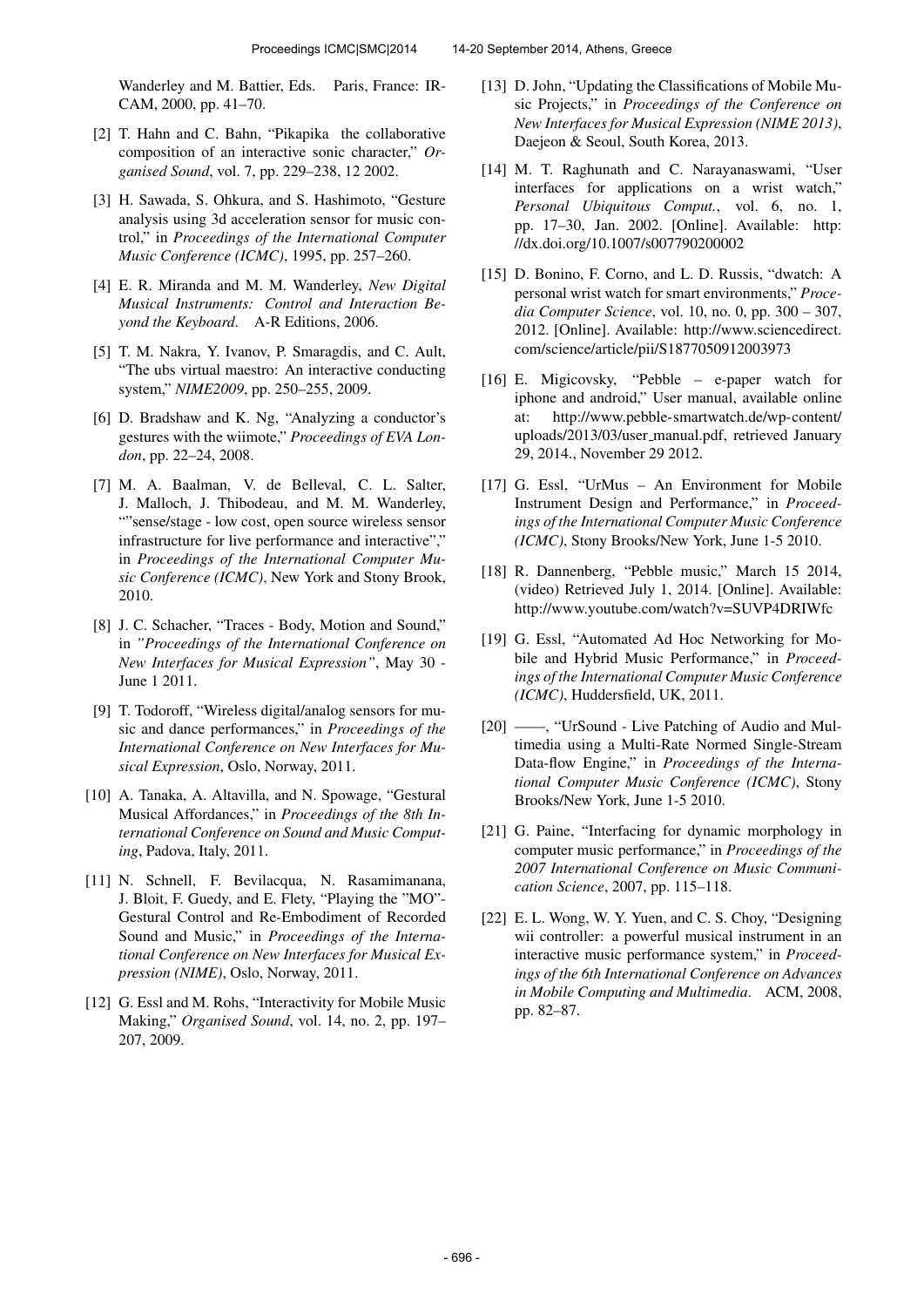Wanderley and M. Battier, Eds. Paris, France: IRCAM, 2000, pp. 41–70.

[2] T. Hahn and C. Bahn, "Pikapika the collaborative composition of an interactive sonic character," *Organised Sound*, vol. 7, pp. 229–238, 12 2002.

[3] H. Sawada, S. Ohkura, and S. Hashimoto, "Gesture analysis using 3d acceleration sensor for music control," in *Proceedings of the International Computer Music Conference (ICMC)*, 1995, pp. 257–260.

[4] E. R. Miranda and M. M. Wanderley, *New Digital Musical Instruments: Control and Interaction Beyond the Keyboard*. A-R Editions, 2006.

[5] T. M. Nakra, Y. Ivanov, P. Smaragdis, and C. Ault, "The ubs virtual maestro: An interactive conducting system," *NIME2009*, pp. 250–255, 2009.

[6] D. Bradshaw and K. Ng, "Analyzing a conductor's gestures with the wiimote," *Proceedings of EVA London*, pp. 22–24, 2008.

[7] M. A. Baalman, V. de Belleval, C. L. Salter, J. Malloch, J. Thibodeau, and M. M. Wanderley, ""sense/stage - low cost, open source wireless sensor infrastructure for live performance and interactive"," in *Proceedings of the International Computer Music Conference (ICMC)*, New York and Stony Brook, 2010.

[8] J. C. Schacher, "Traces - Body, Motion and Sound," in *"Proceedings of the International Conference on New Interfaces for Musical Expression"*, May 30 - June 1 2011.

[9] T. Todoroff, "Wireless digital/analog sensors for music and dance performances," in *Proceedings of the International Conference on New Interfaces for Musical Expression*, Oslo, Norway, 2011.

[10] A. Tanaka, A. Altavilla, and N. Spowage, "Gestural Musical Affordances," in *Proceedings of the 8th International Conference on Sound and Music Computing*, Padova, Italy, 2011.

[11] N. Schnell, F. Bevilacqua, N. Rasamimanana, J. Bloit, F. Guedy, and E. Flety, "Playing the "MO"- Gestural Control and Re-Embodiment of Recorded Sound and Music," in *Proceedings of the International Conference on New Interfaces for Musical Expression (NIME)*, Oslo, Norway, 2011.

[12] G. Essl and M. Rohs, "Interactivity for Mobile Music Making," *Organised Sound*, vol. 14, no. 2, pp. 197–207, 2009.

[13] D. John, "Updating the Classifications of Mobile Music Projects," in *Proceedings of the Conference on New Interfaces for Musical Expression (NIME 2013)*, Daejeon & Seoul, South Korea, 2013.

[14] M. T. Raghunath and C. Narayanaswami, "User interfaces for applications on a wrist watch," *Personal Ubiquitous Comput.*, vol. 6, no. 1, pp. 17–30, Jan. 2002. [Online]. Available: http://dx.doi.org/10.1007/s007790200002

[15] D. Bonino, F. Corno, and L. D. Russis, "dwatch: A personal wrist watch for smart environments," *Procedia Computer Science*, vol. 10, no. 0, pp. 300 – 307, 2012. [Online]. Available: http://www.sciencedirect.com/science/article/pii/S1877050912003973

[16] E. Migicovsky, "Pebble – e-paper watch for iphone and android," User manual, available online at: http://www.pebble-smartwatch.de/wp-content/uploads/2013/03/user_manual.pdf, retrieved January 29, 2014., November 29 2012.

[17] G. Essl, "UrMus – An Environment for Mobile Instrument Design and Performance," in *Proceedings of the International Computer Music Conference (ICMC)*, Stony Brooks/New York, June 1-5 2010.

[18] R. Dannenberg, "Pebble music," March 15 2014, (video) Retrieved July 1, 2014. [Online]. Available: http://www.youtube.com/watch?v=SUVP4DRIWfc

[19] G. Essl, "Automated Ad Hoc Networking for Mobile and Hybrid Music Performance," in *Proceedings of the International Computer Music Conference (ICMC)*, Huddersfield, UK, 2011.

[20] ——, "UrSound - Live Patching of Audio and Multimedia using a Multi-Rate Normed Single-Stream Data-flow Engine," in *Proceedings of the International Computer Music Conference (ICMC)*, Stony Brooks/New York, June 1-5 2010.

[21] G. Paine, "Interfacing for dynamic morphology in computer music performance," in *Proceedings of the 2007 International Conference on Music Communication Science*, 2007, pp. 115–118.

[22] E. L. Wong, W. Y. Yuen, and C. S. Choy, "Designing wii controller: a powerful musical instrument in an interactive music performance system," in *Proceedings of the 6th International Conference on Advances in Mobile Computing and Multimedia*. ACM, 2008, pp. 82–87.